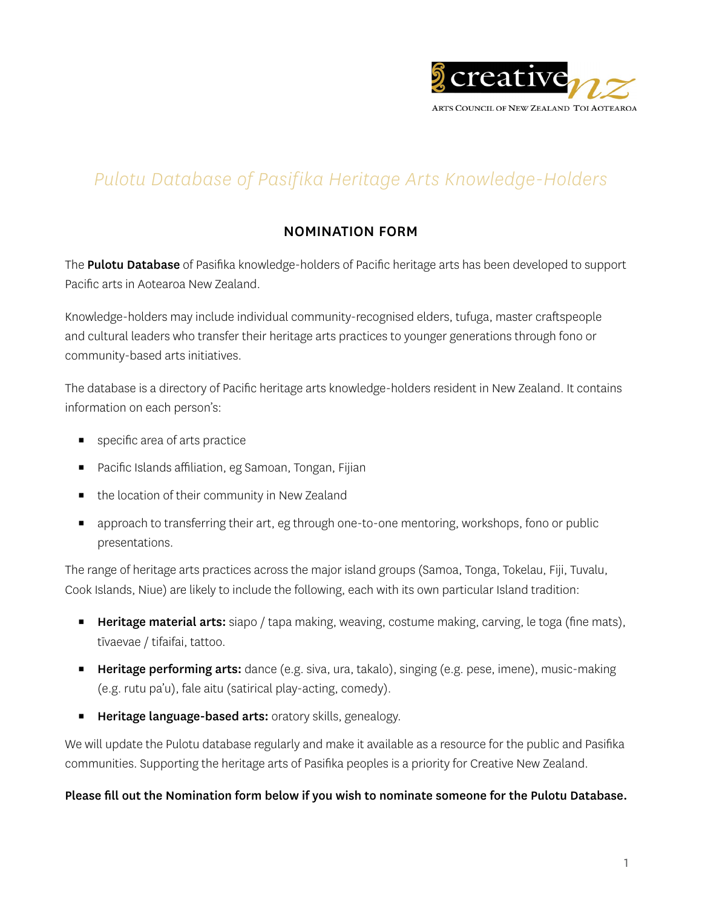# Pulotu Database of Pasifika Heritage Arts Knowledge-Holders

## NOMINATION FORM

The **Pulotu Database** of Pasifika knowledge-holders of Pacific heritage arts has been developed to support Pacific arts in Aotearoa New Zealand.

Knowledge-holders may include individual community-recognised elders, tufuga, master craftspeople and cultural leaders who transfer their heritage arts practices to younger generations through fono or community-based arts initiatives.

The database is a directory of Pacific heritage arts knowledge-holders resident in New Zealand. It contains information on each person's:

- specific area of arts practice
- Pacific Islands affiliation, eg Samoan, Tongan, Fijian
- the location of their community in New Zealand
- approach to transferring their art, eg through one-to-one mentoring, workshops, fono or public presentations.

The range of heritage arts practices across the major island groups (Samoa, Tonga, Tokelau, Fiji, Tuvalu, Cook Islands, Niue) are likely to include the following, each with its own particular Island tradition:

- **Heritage material arts:** siapo / tapa making, weaving, costume making, carving, le toga (fine mats), tīvaevae / tifaifai, tattoo.
- **Heritage performing arts:** dance (e.g. siva, ura, takalo), singing (e.g. pese, imene), music-making (e.g. rutu pa'u), fale aitu (satirical play-acting, comedy).
- **Heritage language-based arts:** oratory skills, genealogy.

We will update the Pulotu database regularly and make it available as a resource for the public and Pasifika communities. Supporting the heritage arts of Pasifika peoples is a priority for Creative New Zealand.

**Please fill out the Nomination form below if you wish to nominate someone for the Pulotu Database.**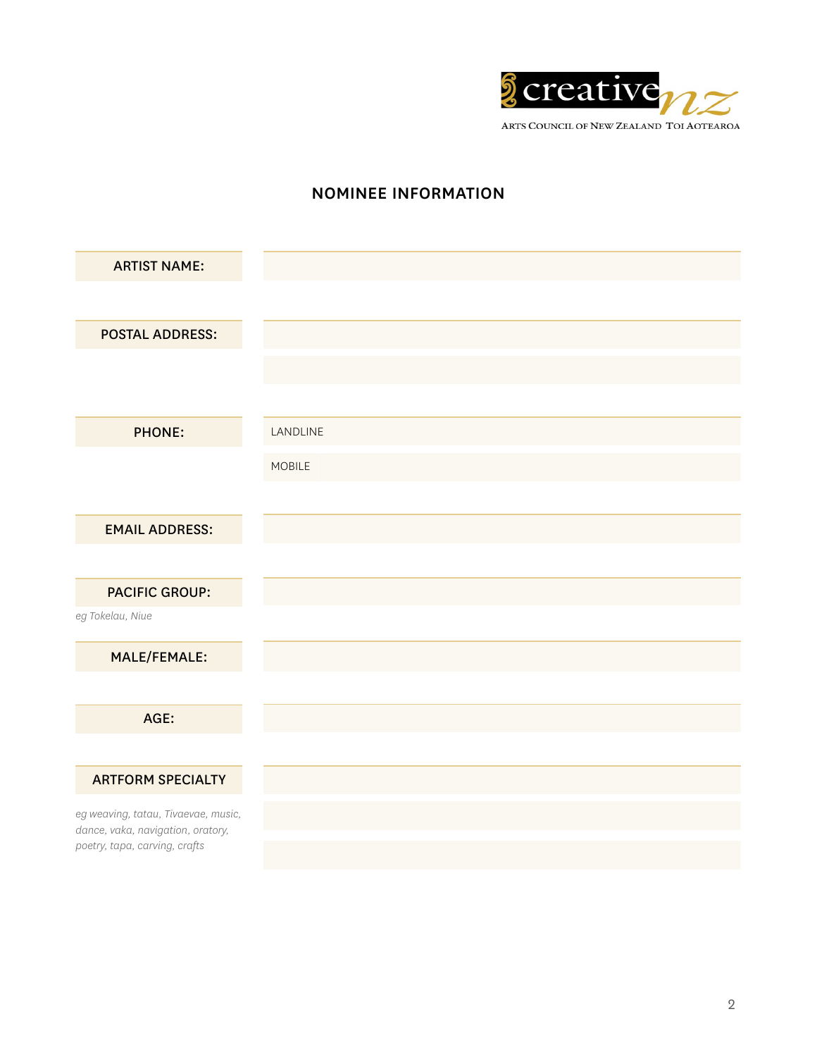## NOMINEE INFORMATION

| | |
|---|---|
| **ARTIST NAME:** | |
| **POSTAL ADDRESS:** | |
| | |
| **PHONE:** | LANDLINE |
| | MOBILE |
| **EMAIL ADDRESS:** | |
| **PACIFIC GROUP:** *eg Tokelau, Niue* | |
| **MALE/FEMALE:** | |
| **AGE:** | |
| **ARTFORM SPECIALTY** *eg weaving, tatau, Tivaevae, music, dance, vaka, navigation, oratory, poetry, tapa, carving, crafts* | |
| | |
| | |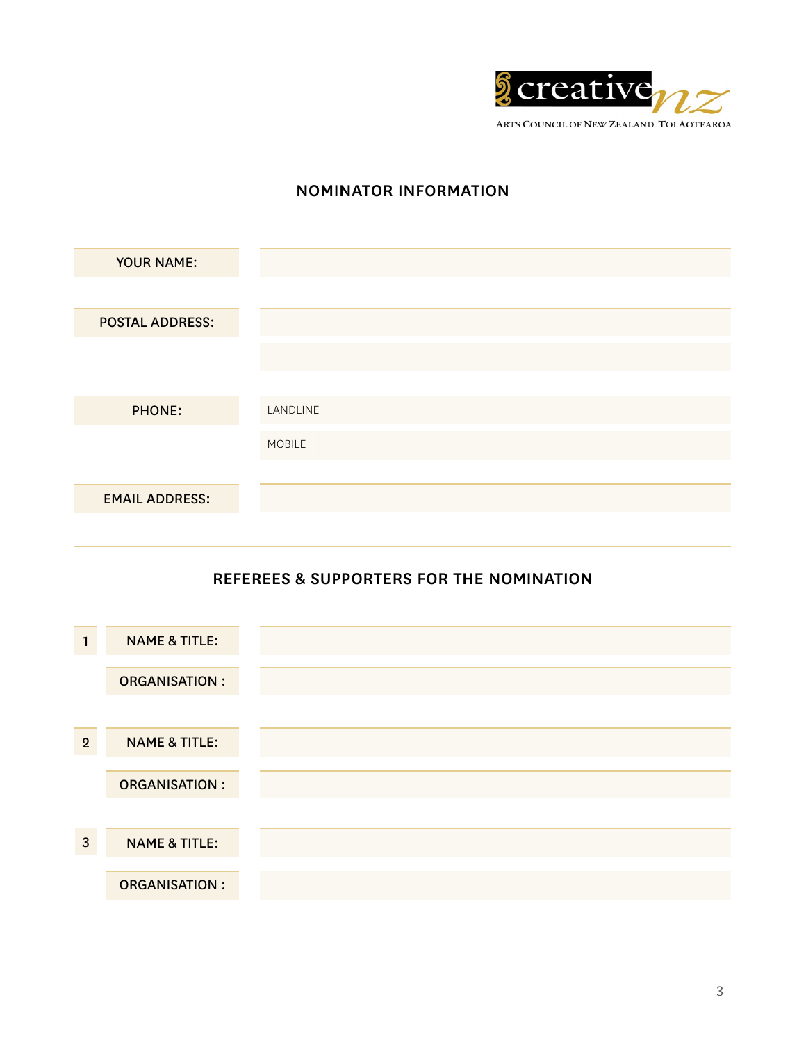## NOMINATOR INFORMATION

| | |
|---|---|
| YOUR NAME: | |
| POSTAL ADDRESS: | |
| | |
| PHONE: | LANDLINE |
| | MOBILE |
| EMAIL ADDRESS: | |

## REFEREES & SUPPORTERS FOR THE NOMINATION

| | | |
|---|---|---|
| 1 | NAME & TITLE: | |
| | ORGANISATION : | |
| 2 | NAME & TITLE: | |
| | ORGANISATION : | |
| 3 | NAME & TITLE: | |
| | ORGANISATION : | |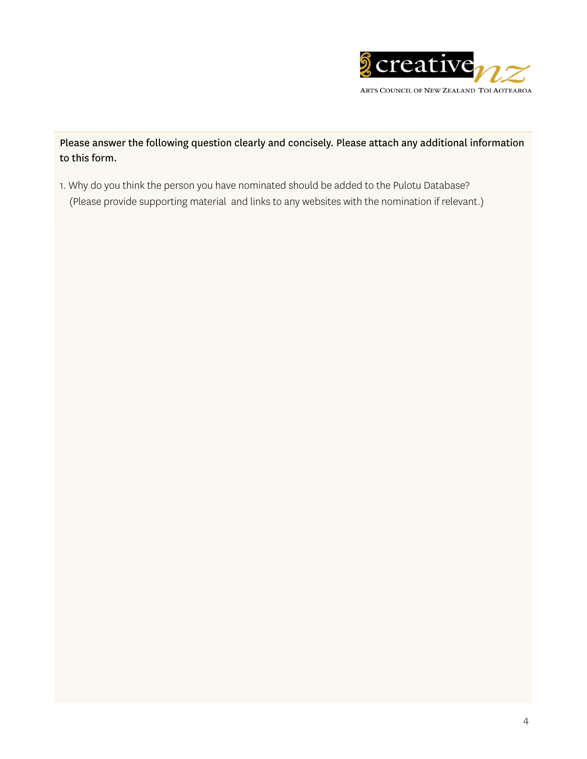Please answer the following question clearly and concisely. Please attach any additional information to this form.

1. Why do you think the person you have nominated should be added to the Pulotu Database?
   (Please provide supporting material and links to any websites with the nomination if relevant.)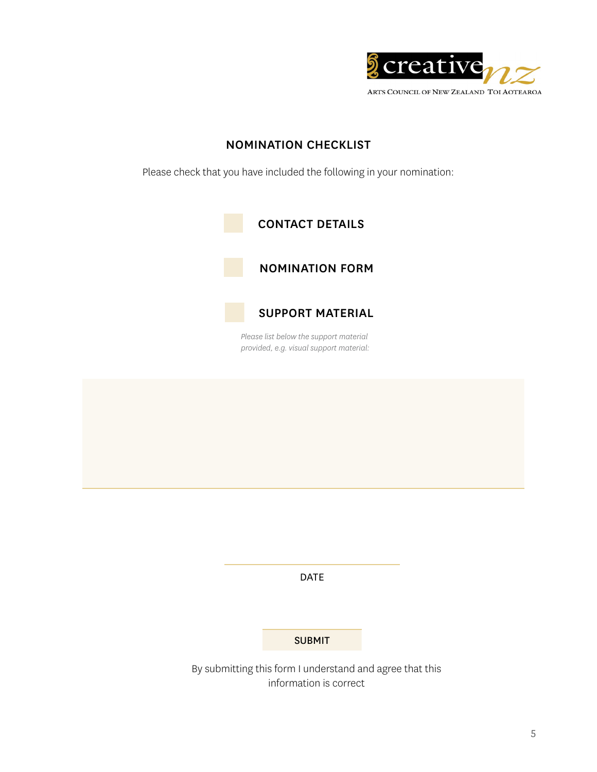creative nz

ARTS COUNCIL OF NEW ZEALAND TOI AOTEAROA

## NOMINATION CHECKLIST

Please check that you have included the following in your nomination:

- [ ] **CONTACT DETAILS**
- [ ] **NOMINATION FORM**
- [ ] **SUPPORT MATERIAL**

*Please list below the support material provided, e.g. visual support material:*

DATE

SUBMIT

By submitting this form I understand and agree that this information is correct